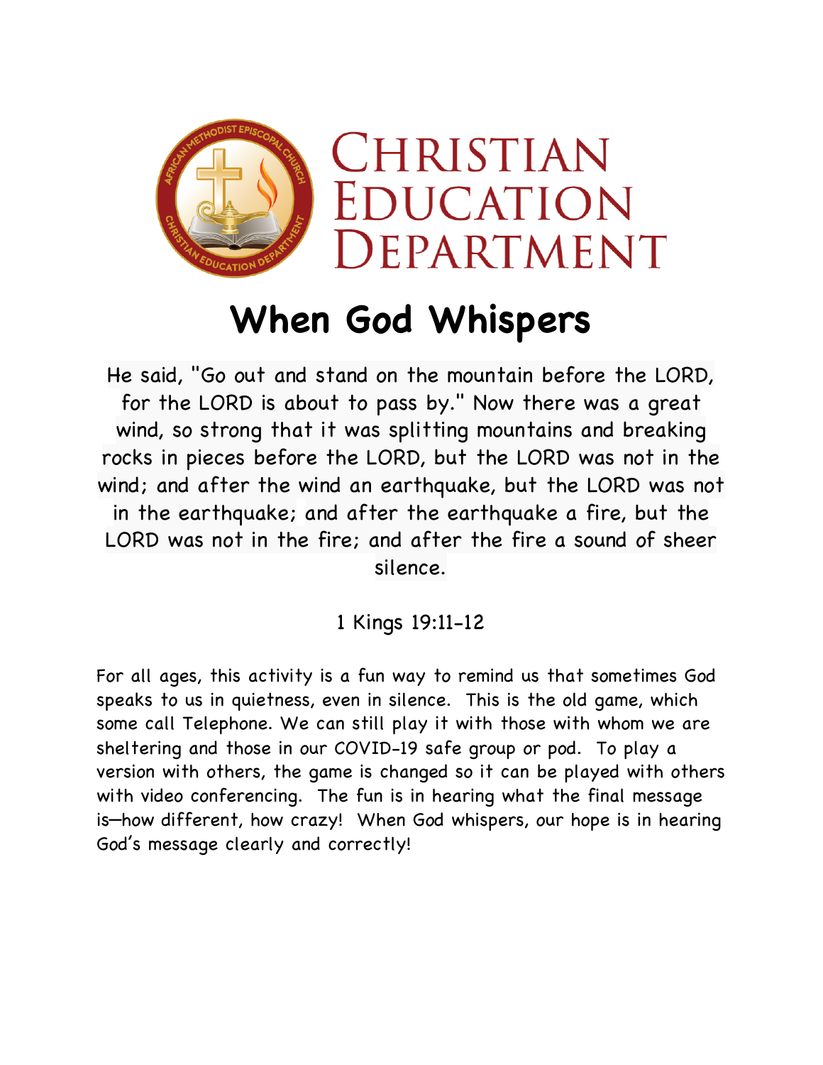# Christian Education Department

# When God Whispers

He said, "Go out and stand on the mountain before the LORD, for the LORD is about to pass by." Now there was a great wind, so strong that it was splitting mountains and breaking rocks in pieces before the LORD, but the LORD was not in the wind; and after the wind an earthquake, but the LORD was not in the earthquake; and after the earthquake a fire, but the LORD was not in the fire; and after the fire a sound of sheer silence.

1 Kings 19:11-12

For all ages, this activity is a fun way to remind us that sometimes God speaks to us in quietness, even in silence. This is the old game, which some call Telephone. We can still play it with those with whom we are sheltering and those in our COVID-19 safe group or pod. To play a version with others, the game is changed so it can be played with others with video conferencing. The fun is in hearing what the final message is—how different, how crazy! When God whispers, our hope is in hearing God's message clearly and correctly!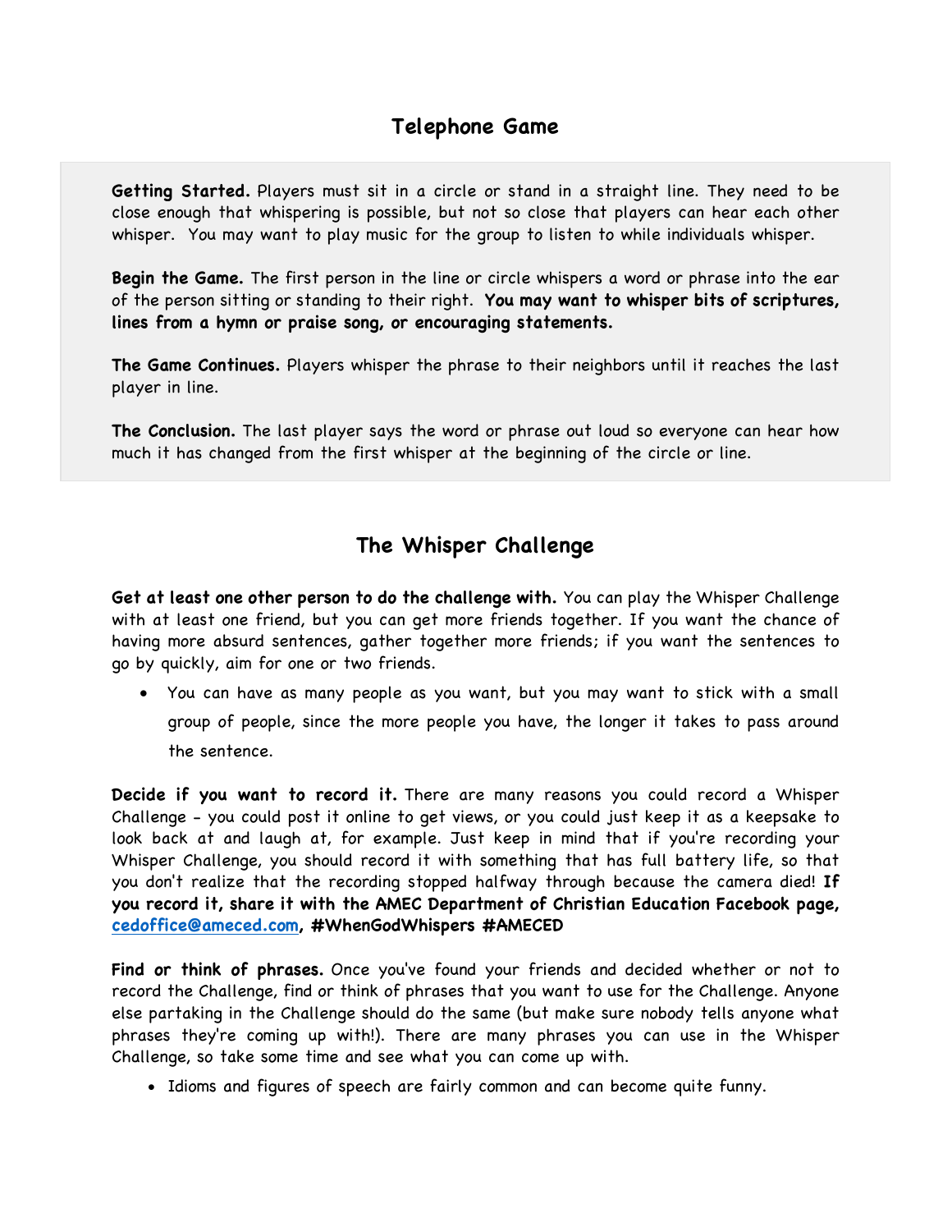## Telephone Game

**Getting Started.** Players must sit in a circle or stand in a straight line. They need to be close enough that whispering is possible, but not so close that players can hear each other whisper. You may want to play music for the group to listen to while individuals whisper.

**Begin the Game.** The first person in the line or circle whispers a word or phrase into the ear of the person sitting or standing to their right. **You may want to whisper bits of scriptures, lines from a hymn or praise song, or encouraging statements.**

**The Game Continues.** Players whisper the phrase to their neighbors until it reaches the last player in line.

**The Conclusion.** The last player says the word or phrase out loud so everyone can hear how much it has changed from the first whisper at the beginning of the circle or line.

## The Whisper Challenge

**Get at least one other person to do the challenge with.** You can play the Whisper Challenge with at least one friend, but you can get more friends together. If you want the chance of having more absurd sentences, gather together more friends; if you want the sentences to go by quickly, aim for one or two friends.

- You can have as many people as you want, but you may want to stick with a small group of people, since the more people you have, the longer it takes to pass around the sentence.

**Decide if you want to record it.** There are many reasons you could record a Whisper Challenge - you could post it online to get views, or you could just keep it as a keepsake to look back at and laugh at, for example. Just keep in mind that if you're recording your Whisper Challenge, you should record it with something that has full battery life, so that you don't realize that the recording stopped halfway through because the camera died! **If you record it, share it with the AMEC Department of Christian Education Facebook page, cedoffice@ameced.com, #WhenGodWhispers #AMECED**

**Find or think of phrases.** Once you've found your friends and decided whether or not to record the Challenge, find or think of phrases that you want to use for the Challenge. Anyone else partaking in the Challenge should do the same (but make sure nobody tells anyone what phrases they're coming up with!). There are many phrases you can use in the Whisper Challenge, so take some time and see what you can come up with.

- Idioms and figures of speech are fairly common and can become quite funny.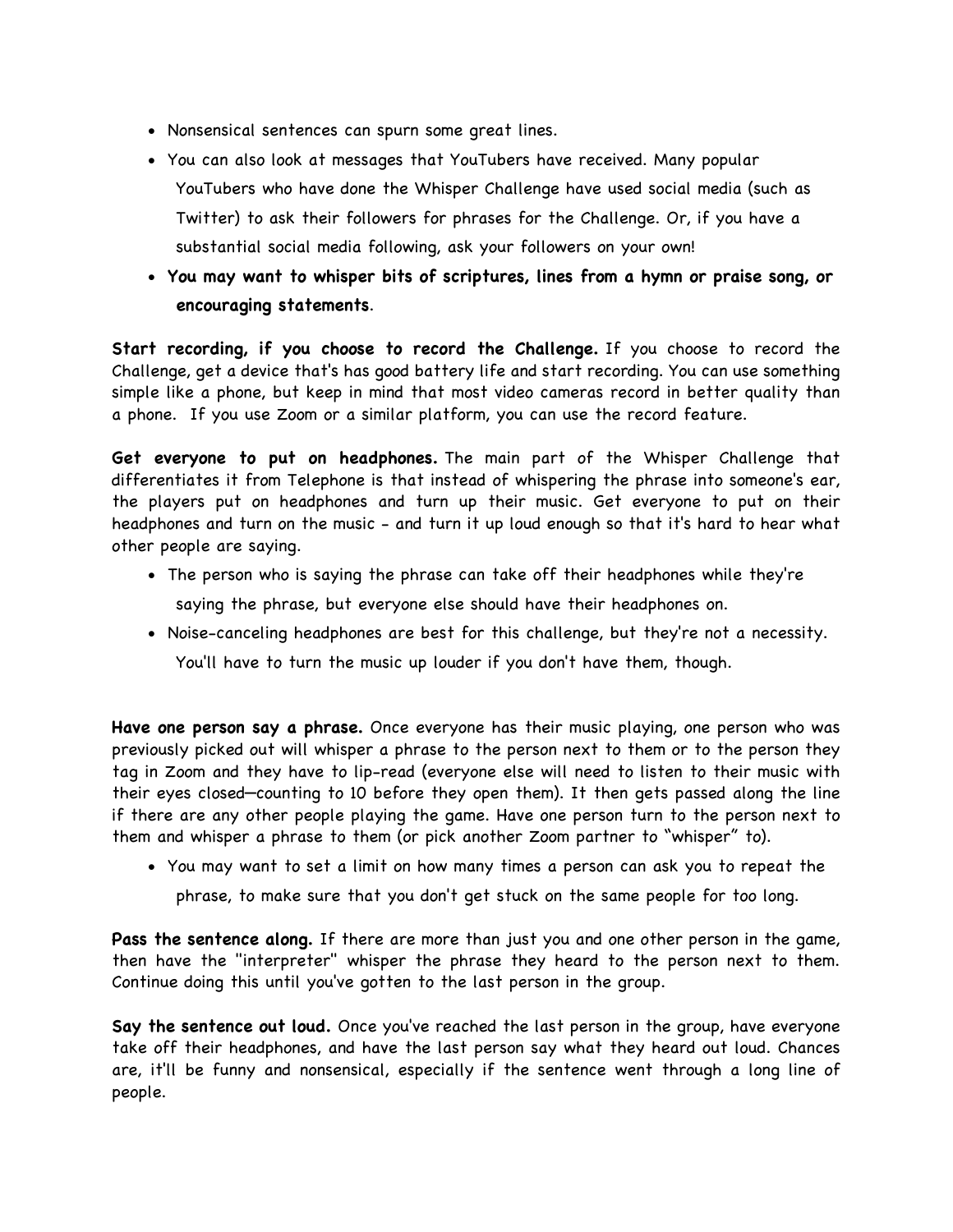- Nonsensical sentences can spurn some great lines.
- You can also look at messages that YouTubers have received. Many popular YouTubers who have done the Whisper Challenge have used social media (such as Twitter) to ask their followers for phrases for the Challenge. Or, if you have a substantial social media following, ask your followers on your own!
- **You may want to whisper bits of scriptures, lines from a hymn or praise song, or encouraging statements**.

**Start recording, if you choose to record the Challenge.** If you choose to record the Challenge, get a device that's has good battery life and start recording. You can use something simple like a phone, but keep in mind that most video cameras record in better quality than a phone. If you use Zoom or a similar platform, you can use the record feature.

**Get everyone to put on headphones.** The main part of the Whisper Challenge that differentiates it from Telephone is that instead of whispering the phrase into someone's ear, the players put on headphones and turn up their music. Get everyone to put on their headphones and turn on the music - and turn it up loud enough so that it's hard to hear what other people are saying.

- The person who is saying the phrase can take off their headphones while they're saying the phrase, but everyone else should have their headphones on.
- Noise-canceling headphones are best for this challenge, but they're not a necessity. You'll have to turn the music up louder if you don't have them, though.

**Have one person say a phrase.** Once everyone has their music playing, one person who was previously picked out will whisper a phrase to the person next to them or to the person they tag in Zoom and they have to lip-read (everyone else will need to listen to their music with their eyes closed—counting to 10 before they open them). It then gets passed along the line if there are any other people playing the game. Have one person turn to the person next to them and whisper a phrase to them (or pick another Zoom partner to "whisper" to).

- You may want to set a limit on how many times a person can ask you to repeat the phrase, to make sure that you don't get stuck on the same people for too long.

**Pass the sentence along.** If there are more than just you and one other person in the game, then have the "interpreter" whisper the phrase they heard to the person next to them. Continue doing this until you've gotten to the last person in the group.

**Say the sentence out loud.** Once you've reached the last person in the group, have everyone take off their headphones, and have the last person say what they heard out loud. Chances are, it'll be funny and nonsensical, especially if the sentence went through a long line of people.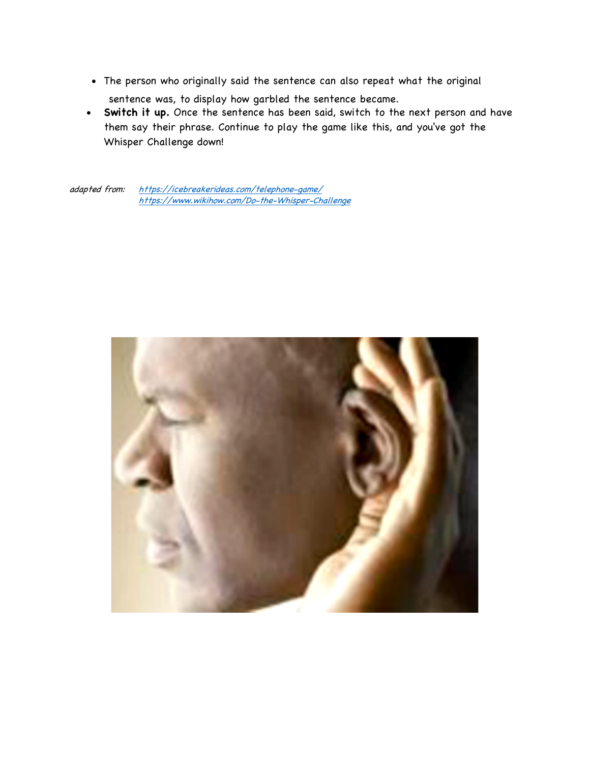- The person who originally said the sentence can also repeat what the original sentence was, to display how garbled the sentence became.
- **Switch it up.** Once the sentence has been said, switch to the next person and have them say their phrase. Continue to play the game like this, and you've got the Whisper Challenge down!

*adapted from:* [https://icebreakerideas.com/telephone-game/](https://icebreakerideas.com/telephone-game/)
[https://www.wikihow.com/Do-the-Whisper-Challenge](https://www.wikihow.com/Do-the-Whisper-Challenge)